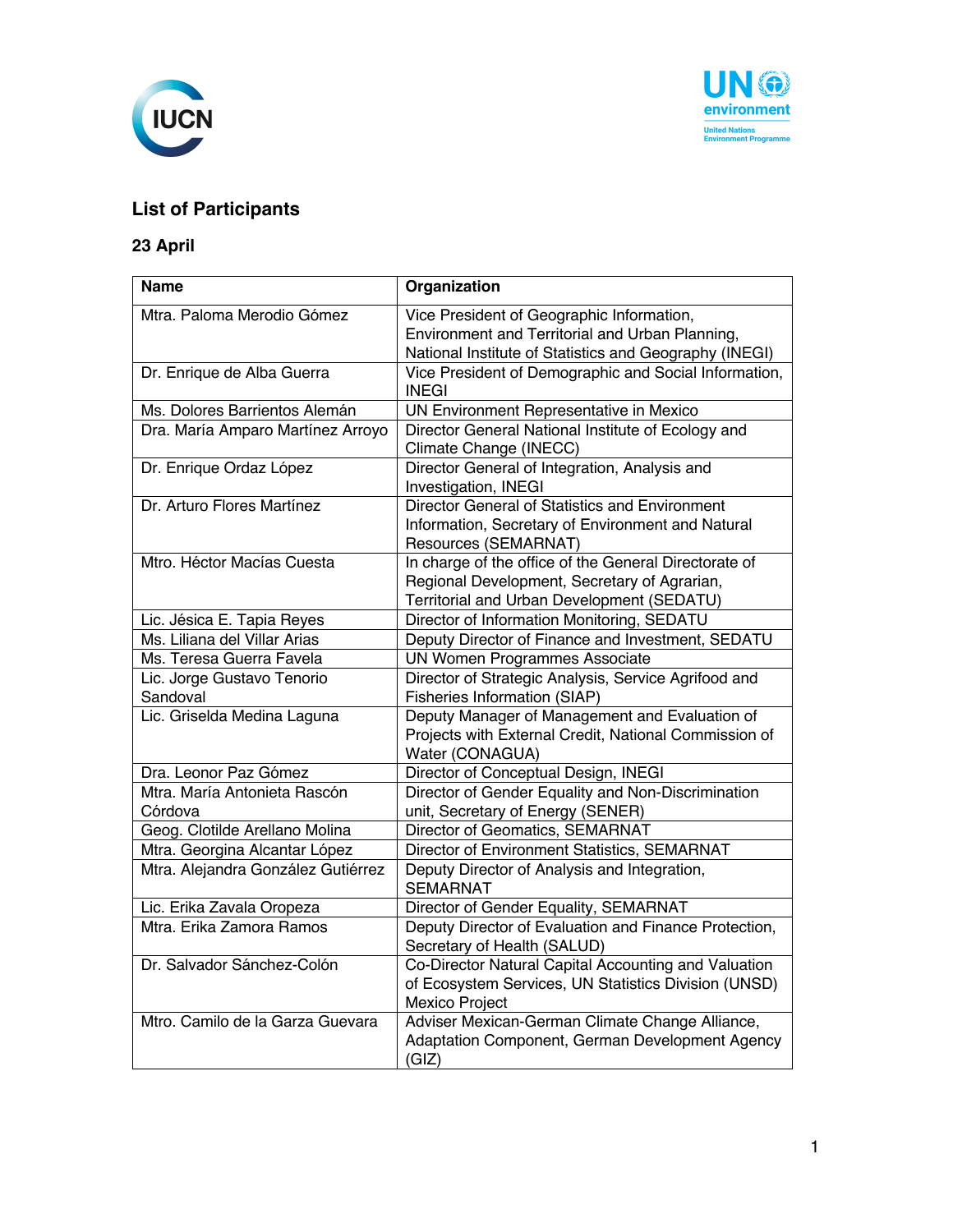## List of Participants

### 23 April

| Name | Organization |
|---|---|
| Mtra. Paloma Merodio Gómez | Vice President of Geographic Information, Environment and Territorial and Urban Planning, National Institute of Statistics and Geography (INEGI) |
| Dr. Enrique de Alba Guerra | Vice President of Demographic and Social Information, INEGI |
| Ms. Dolores Barrientos Alemán | UN Environment Representative in Mexico |
| Dra. María Amparo Martínez Arroyo | Director General National Institute of Ecology and Climate Change (INECC) |
| Dr. Enrique Ordaz López | Director General of Integration, Analysis and Investigation, INEGI |
| Dr. Arturo Flores Martínez | Director General of Statistics and Environment Information, Secretary of Environment and Natural Resources (SEMARNAT) |
| Mtro. Héctor Macías Cuesta | In charge of the office of the General Directorate of Regional Development, Secretary of Agrarian, Territorial and Urban Development (SEDATU) |
| Lic. Jésica E. Tapia Reyes | Director of Information Monitoring, SEDATU |
| Ms. Liliana del Villar Arias | Deputy Director of Finance and Investment, SEDATU |
| Ms. Teresa Guerra Favela | UN Women Programmes Associate |
| Lic. Jorge Gustavo Tenorio Sandoval | Director of Strategic Analysis, Service Agrifood and Fisheries Information (SIAP) |
| Lic. Griselda Medina Laguna | Deputy Manager of Management and Evaluation of Projects with External Credit, National Commission of Water (CONAGUA) |
| Dra. Leonor Paz Gómez | Director of Conceptual Design, INEGI |
| Mtra. María Antonieta Rascón Córdova | Director of Gender Equality and Non-Discrimination unit, Secretary of Energy (SENER) |
| Geog. Clotilde Arellano Molina | Director of Geomatics, SEMARNAT |
| Mtra. Georgina Alcantar López | Director of Environment Statistics, SEMARNAT |
| Mtra. Alejandra González Gutiérrez | Deputy Director of Analysis and Integration, SEMARNAT |
| Lic. Erika Zavala Oropeza | Director of Gender Equality, SEMARNAT |
| Mtra. Erika Zamora Ramos | Deputy Director of Evaluation and Finance Protection, Secretary of Health (SALUD) |
| Dr. Salvador Sánchez-Colón | Co-Director Natural Capital Accounting and Valuation of Ecosystem Services, UN Statistics Division (UNSD) Mexico Project |
| Mtro. Camilo de la Garza Guevara | Adviser Mexican-German Climate Change Alliance, Adaptation Component, German Development Agency (GIZ) |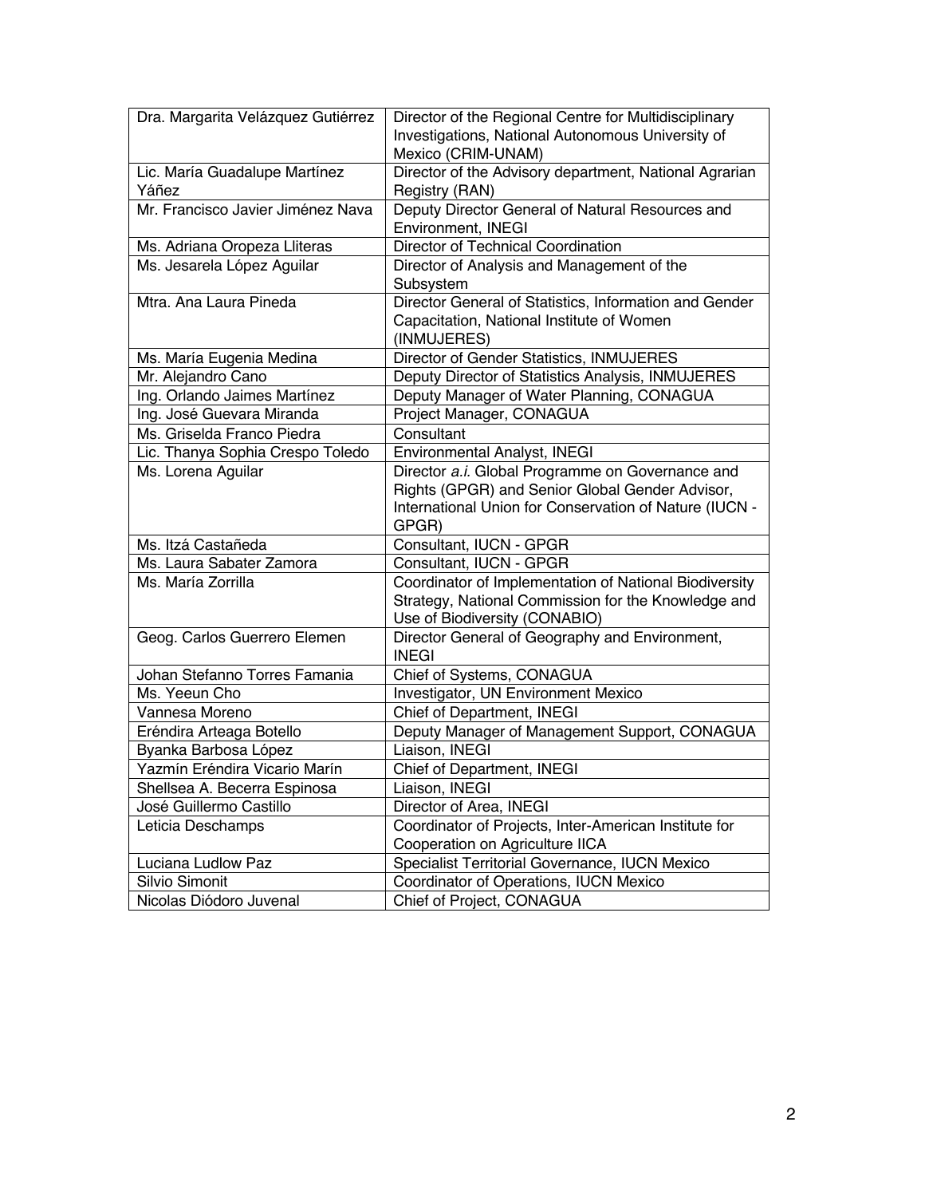| | |
|---|---|
| Dra. Margarita Velázquez Gutiérrez | Director of the Regional Centre for Multidisciplinary Investigations, National Autonomous University of Mexico (CRIM-UNAM) |
| Lic. María Guadalupe Martínez Yáñez | Director of the Advisory department, National Agrarian Registry (RAN) |
| Mr. Francisco Javier Jiménez Nava | Deputy Director General of Natural Resources and Environment, INEGI |
| Ms. Adriana Oropeza Lliteras | Director of Technical Coordination |
| Ms. Jesarela López Aguilar | Director of Analysis and Management of the Subsystem |
| Mtra. Ana Laura Pineda | Director General of Statistics, Information and Gender Capacitation, National Institute of Women (INMUJERES) |
| Ms. María Eugenia Medina | Director of Gender Statistics, INMUJERES |
| Mr. Alejandro Cano | Deputy Director of Statistics Analysis, INMUJERES |
| Ing. Orlando Jaimes Martínez | Deputy Manager of Water Planning, CONAGUA |
| Ing. José Guevara Miranda | Project Manager, CONAGUA |
| Ms. Griselda Franco Piedra | Consultant |
| Lic. Thanya Sophia Crespo Toledo | Environmental Analyst, INEGI |
| Ms. Lorena Aguilar | Director *a.i.* Global Programme on Governance and Rights (GPGR) and Senior Global Gender Advisor, International Union for Conservation of Nature (IUCN - GPGR) |
| Ms. Itzá Castañeda | Consultant, IUCN - GPGR |
| Ms. Laura Sabater Zamora | Consultant, IUCN - GPGR |
| Ms. María Zorrilla | Coordinator of Implementation of National Biodiversity Strategy, National Commission for the Knowledge and Use of Biodiversity (CONABIO) |
| Geog. Carlos Guerrero Elemen | Director General of Geography and Environment, INEGI |
| Johan Stefanno Torres Famania | Chief of Systems, CONAGUA |
| Ms. Yeeun Cho | Investigator, UN Environment Mexico |
| Vannesa Moreno | Chief of Department, INEGI |
| Eréndira Arteaga Botello | Deputy Manager of Management Support, CONAGUA |
| Byanka Barbosa López | Liaison, INEGI |
| Yazmín Eréndira Vicario Marín | Chief of Department, INEGI |
| Shellsea A. Becerra Espinosa | Liaison, INEGI |
| José Guillermo Castillo | Director of Area, INEGI |
| Leticia Deschamps | Coordinator of Projects, Inter-American Institute for Cooperation on Agriculture IICA |
| Luciana Ludlow Paz | Specialist Territorial Governance, IUCN Mexico |
| Silvio Simonit | Coordinator of Operations, IUCN Mexico |
| Nicolas Diódoro Juvenal | Chief of Project, CONAGUA |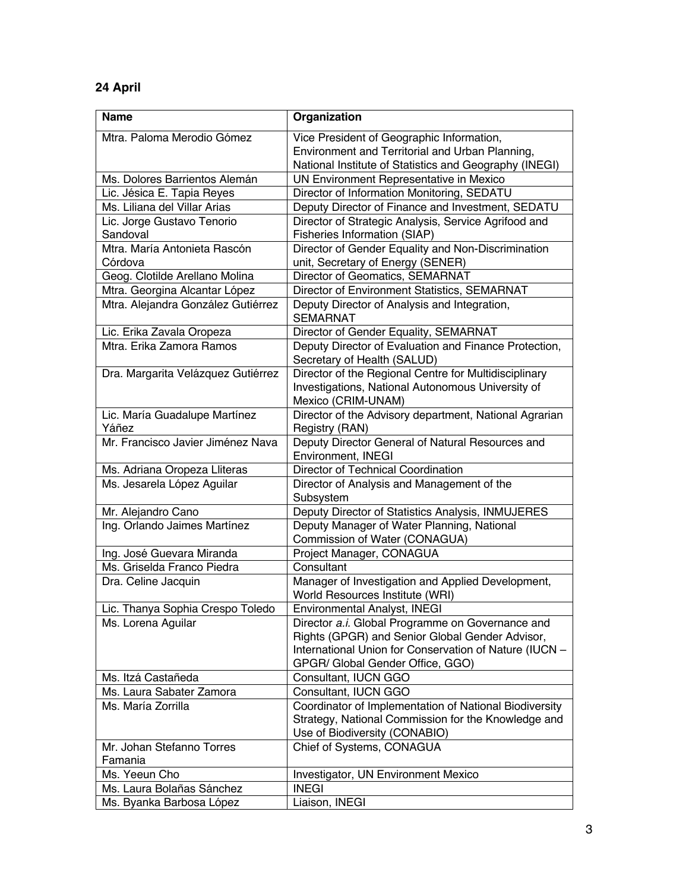**24 April**

| Name | Organization |
|---|---|
| Mtra. Paloma Merodio Gómez | Vice President of Geographic Information, Environment and Territorial and Urban Planning, National Institute of Statistics and Geography (INEGI) |
| Ms. Dolores Barrientos Alemán | UN Environment Representative in Mexico |
| Lic. Jésica E. Tapia Reyes | Director of Information Monitoring, SEDATU |
| Ms. Liliana del Villar Arias | Deputy Director of Finance and Investment, SEDATU |
| Lic. Jorge Gustavo Tenorio Sandoval | Director of Strategic Analysis, Service Agrifood and Fisheries Information (SIAP) |
| Mtra. María Antonieta Rascón Córdova | Director of Gender Equality and Non-Discrimination unit, Secretary of Energy (SENER) |
| Geog. Clotilde Arellano Molina | Director of Geomatics, SEMARNAT |
| Mtra. Georgina Alcantar López | Director of Environment Statistics, SEMARNAT |
| Mtra. Alejandra González Gutiérrez | Deputy Director of Analysis and Integration, SEMARNAT |
| Lic. Erika Zavala Oropeza | Director of Gender Equality, SEMARNAT |
| Mtra. Erika Zamora Ramos | Deputy Director of Evaluation and Finance Protection, Secretary of Health (SALUD) |
| Dra. Margarita Velázquez Gutiérrez | Director of the Regional Centre for Multidisciplinary Investigations, National Autonomous University of Mexico (CRIM-UNAM) |
| Lic. María Guadalupe Martínez Yáñez | Director of the Advisory department, National Agrarian Registry (RAN) |
| Mr. Francisco Javier Jiménez Nava | Deputy Director General of Natural Resources and Environment, INEGI |
| Ms. Adriana Oropeza Lliteras | Director of Technical Coordination |
| Ms. Jesarela López Aguilar | Director of Analysis and Management of the Subsystem |
| Mr. Alejandro Cano | Deputy Director of Statistics Analysis, INMUJERES |
| Ing. Orlando Jaimes Martínez | Deputy Manager of Water Planning, National Commission of Water (CONAGUA) |
| Ing. José Guevara Miranda | Project Manager, CONAGUA |
| Ms. Griselda Franco Piedra | Consultant |
| Dra. Celine Jacquin | Manager of Investigation and Applied Development, World Resources Institute (WRI) |
| Lic. Thanya Sophia Crespo Toledo | Environmental Analyst, INEGI |
| Ms. Lorena Aguilar | Director *a.i.* Global Programme on Governance and Rights (GPGR) and Senior Global Gender Advisor, International Union for Conservation of Nature (IUCN – GPGR/ Global Gender Office, GGO) |
| Ms. Itzá Castañeda | Consultant, IUCN GGO |
| Ms. Laura Sabater Zamora | Consultant, IUCN GGO |
| Ms. María Zorrilla | Coordinator of Implementation of National Biodiversity Strategy, National Commission for the Knowledge and Use of Biodiversity (CONABIO) |
| Mr. Johan Stefanno Torres Famania | Chief of Systems, CONAGUA |
| Ms. Yeeun Cho | Investigator, UN Environment Mexico |
| Ms. Laura Bolañas Sánchez | INEGI |
| Ms. Byanka Barbosa López | Liaison, INEGI |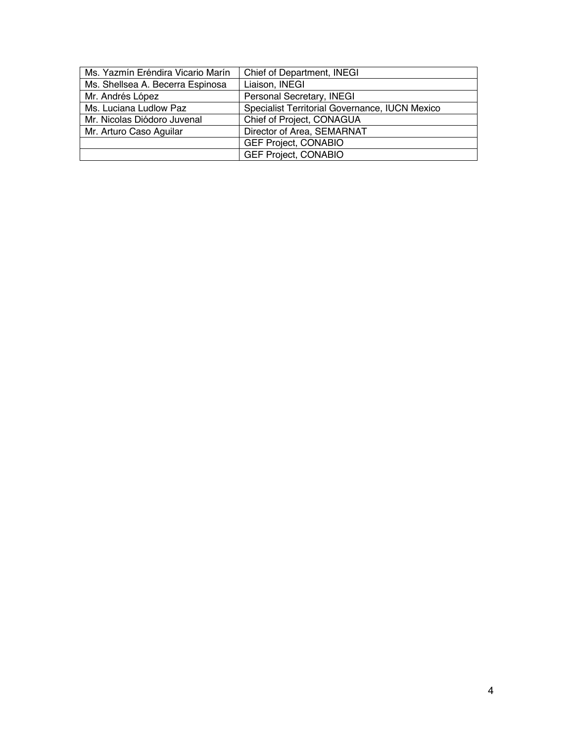| | |
|---|---|
| Ms. Yazmín Eréndira Vicario Marín | Chief of Department, INEGI |
| Ms. Shellsea A. Becerra Espinosa | Liaison, INEGI |
| Mr. Andrés López | Personal Secretary, INEGI |
| Ms. Luciana Ludlow Paz | Specialist Territorial Governance, IUCN Mexico |
| Mr. Nicolas Diódoro Juvenal | Chief of Project, CONAGUA |
| Mr. Arturo Caso Aguilar | Director of Area, SEMARNAT |
| | GEF Project, CONABIO |
| | GEF Project, CONABIO |